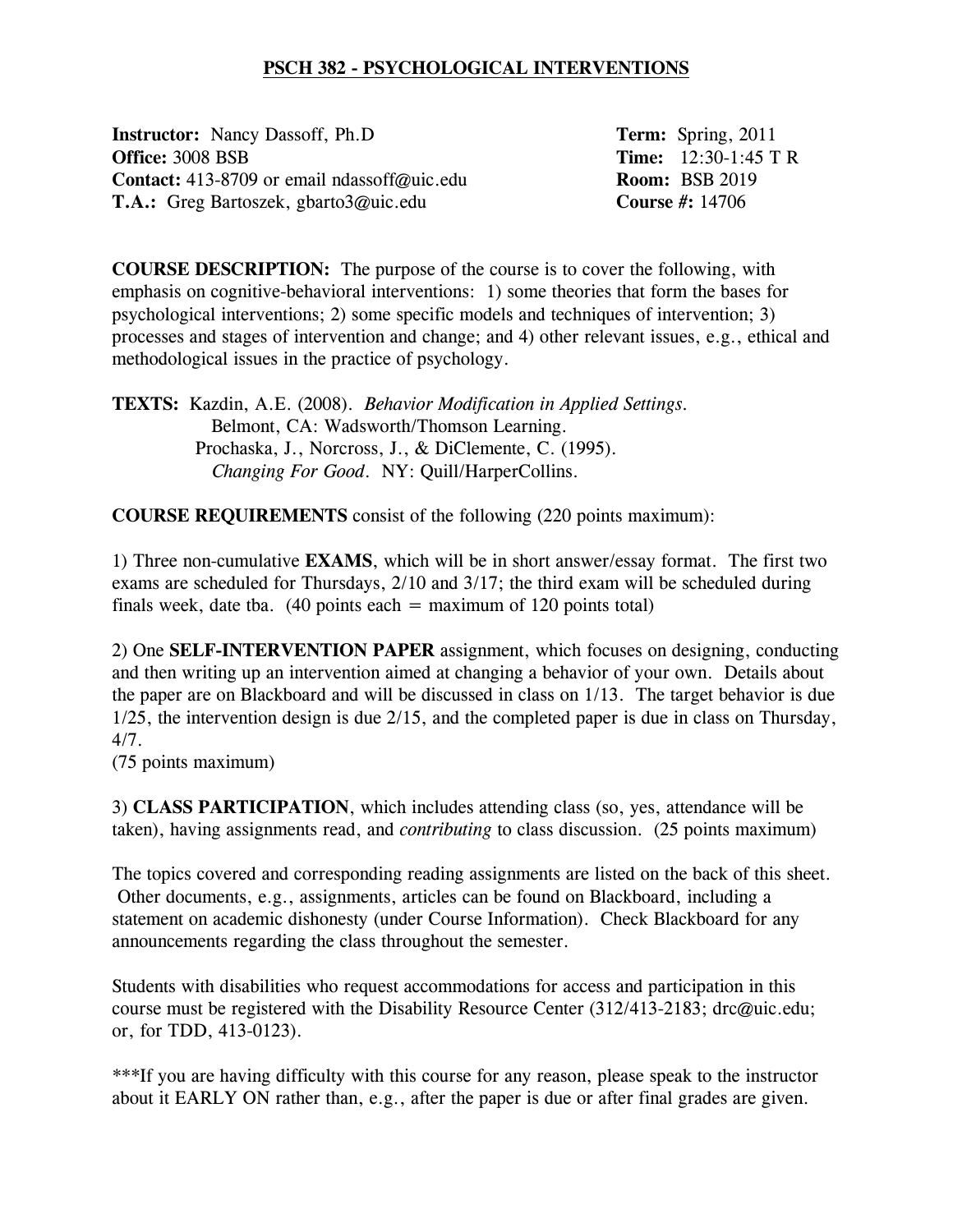# PSCH 382 - PSYCHOLOGICAL INTERVENTIONS

**Instructor:** Nancy Dassoff, Ph.D
**Office:** 3008 BSB
**Contact:** 413-8709 or email ndassoff@uic.edu
**T.A.:** Greg Bartoszek, gbarto3@uic.edu

**Term:** Spring, 2011
**Time:** 12:30-1:45 T R
**Room:** BSB 2019
**Course #:** 14706

**COURSE DESCRIPTION:** The purpose of the course is to cover the following, with emphasis on cognitive-behavioral interventions: 1) some theories that form the bases for psychological interventions; 2) some specific models and techniques of intervention; 3) processes and stages of intervention and change; and 4) other relevant issues, e.g., ethical and methodological issues in the practice of psychology.

**TEXTS:** Kazdin, A.E. (2008). *Behavior Modification in Applied Settings.* Belmont, CA: Wadsworth/Thomson Learning.
Prochaska, J., Norcross, J., & DiClemente, C. (1995). *Changing For Good*. NY: Quill/HarperCollins.

**COURSE REQUIREMENTS** consist of the following (220 points maximum):

1) Three non-cumulative **EXAMS**, which will be in short answer/essay format. The first two exams are scheduled for Thursdays, 2/10 and 3/17; the third exam will be scheduled during finals week, date tba. (40 points each = maximum of 120 points total)

2) One **SELF-INTERVENTION PAPER** assignment, which focuses on designing, conducting and then writing up an intervention aimed at changing a behavior of your own. Details about the paper are on Blackboard and will be discussed in class on 1/13. The target behavior is due 1/25, the intervention design is due 2/15, and the completed paper is due in class on Thursday, 4/7.
(75 points maximum)

3) **CLASS PARTICIPATION**, which includes attending class (so, yes, attendance will be taken), having assignments read, and *contributing* to class discussion. (25 points maximum)

The topics covered and corresponding reading assignments are listed on the back of this sheet. Other documents, e.g., assignments, articles can be found on Blackboard, including a statement on academic dishonesty (under Course Information). Check Blackboard for any announcements regarding the class throughout the semester.

Students with disabilities who request accommodations for access and participation in this course must be registered with the Disability Resource Center (312/413-2183; drc@uic.edu; or, for TDD, 413-0123).

***If you are having difficulty with this course for any reason, please speak to the instructor about it EARLY ON rather than, e.g., after the paper is due or after final grades are given.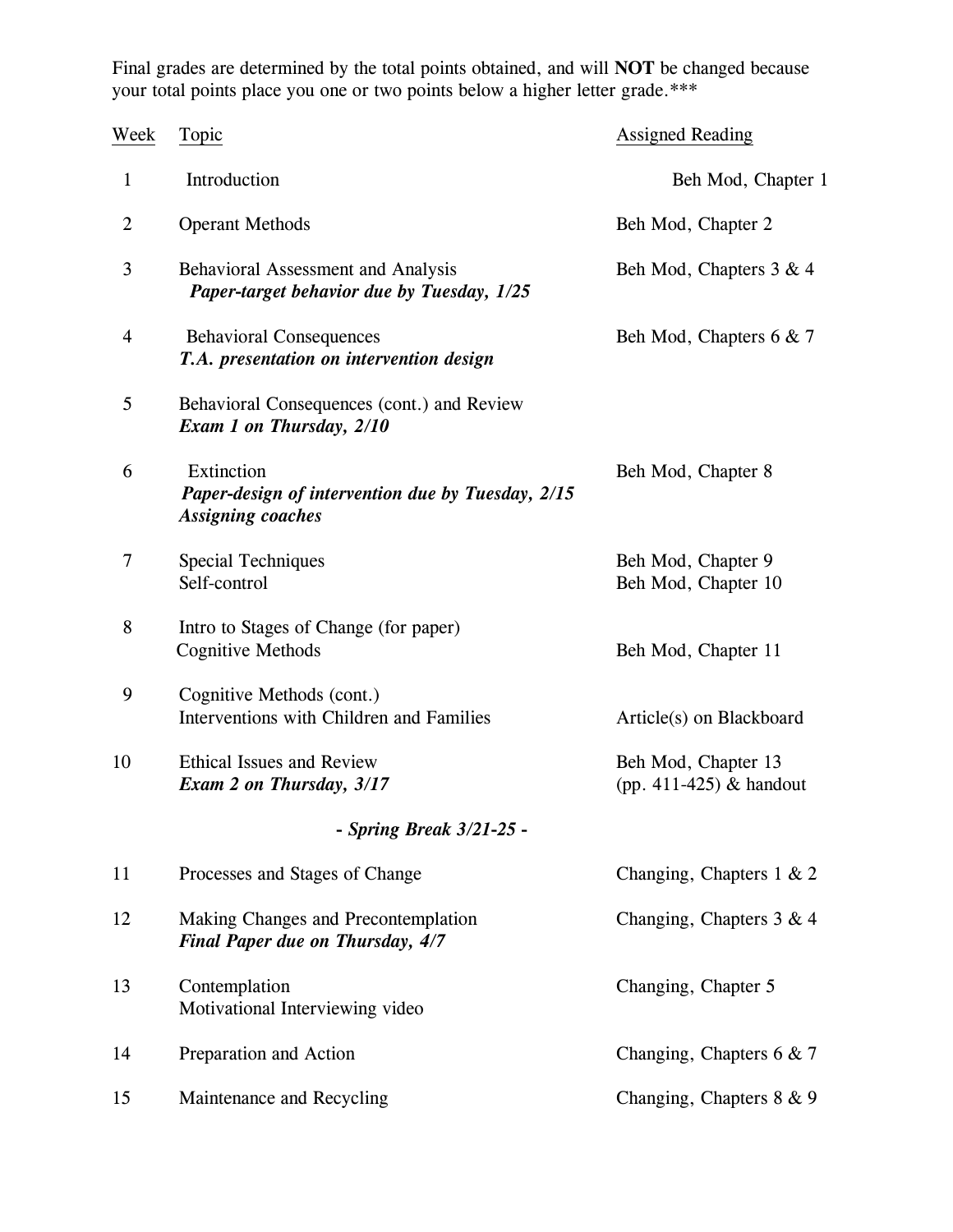Final grades are determined by the total points obtained, and will **NOT** be changed because your total points place you one or two points below a higher letter grade.***

| Week | Topic | Assigned Reading |
| --- | --- | --- |
| 1 | Introduction | Beh Mod, Chapter 1 |
| 2 | Operant Methods | Beh Mod, Chapter 2 |
| 3 | Behavioral Assessment and Analysis<br>***Paper-target behavior due by Tuesday, 1/25*** | Beh Mod, Chapters 3 & 4 |
| 4 | Behavioral Consequences<br>***T.A. presentation on intervention design*** | Beh Mod, Chapters 6 & 7 |
| 5 | Behavioral Consequences (cont.) and Review<br>***Exam 1 on Thursday, 2/10*** | |
| 6 | Extinction<br>***Paper-design of intervention due by Tuesday, 2/15***<br>***Assigning coaches*** | Beh Mod, Chapter 8 |
| 7 | Special Techniques<br>Self-control | Beh Mod, Chapter 9<br>Beh Mod, Chapter 10 |
| 8 | Intro to Stages of Change (for paper)<br>Cognitive Methods | <br>Beh Mod, Chapter 11 |
| 9 | Cognitive Methods (cont.)<br>Interventions with Children and Families | <br>Article(s) on Blackboard |
| 10 | Ethical Issues and Review<br>***Exam 2 on Thursday, 3/17*** | Beh Mod, Chapter 13<br>(pp. 411-425) & handout |
| | ***- Spring Break 3/21-25 -*** | |
| 11 | Processes and Stages of Change | Changing, Chapters 1 & 2 |
| 12 | Making Changes and Precontemplation<br>***Final Paper due on Thursday, 4/7*** | Changing, Chapters 3 & 4 |
| 13 | Contemplation<br>Motivational Interviewing video | Changing, Chapter 5 |
| 14 | Preparation and Action | Changing, Chapters 6 & 7 |
| 15 | Maintenance and Recycling | Changing, Chapters 8 & 9 |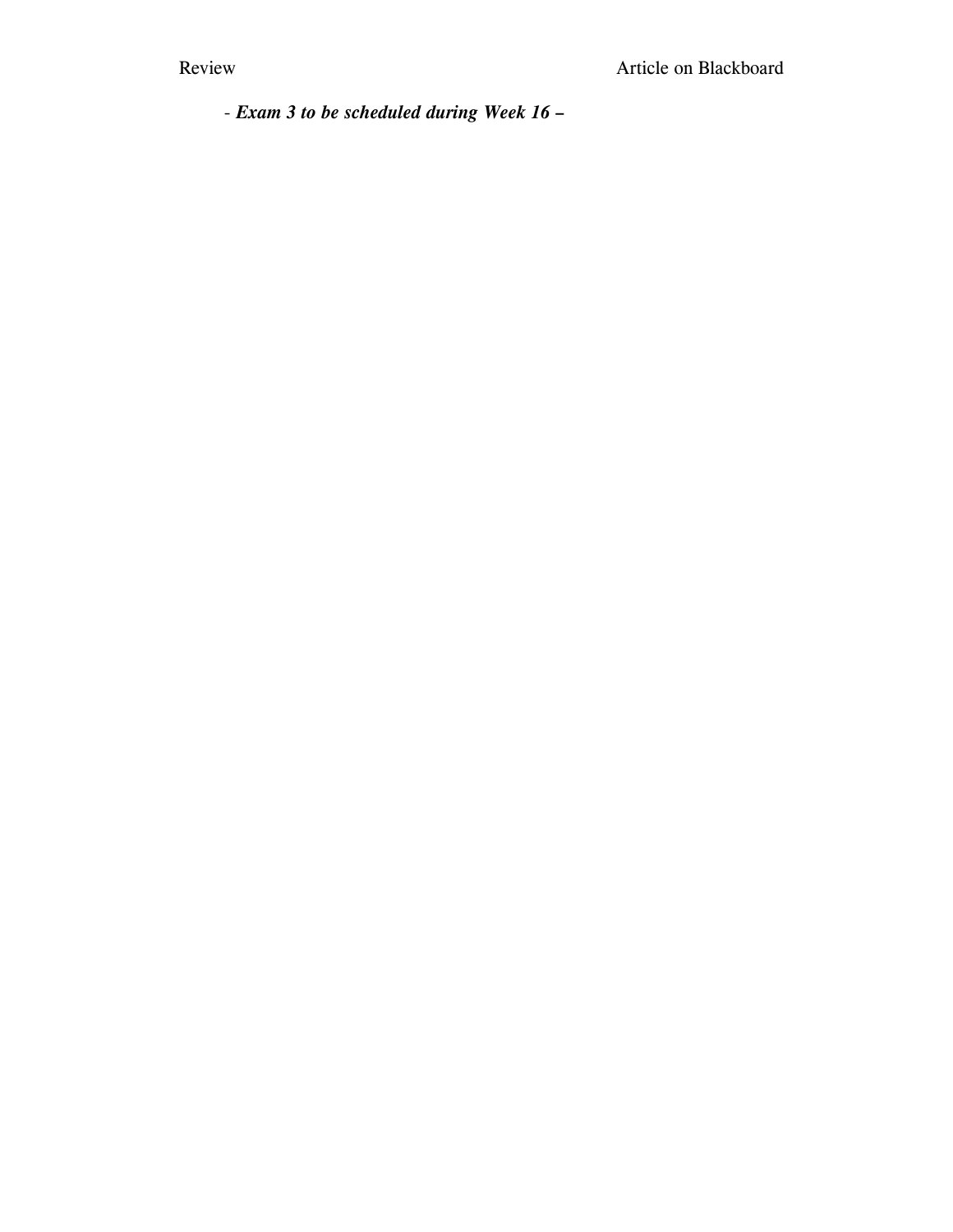| | |
|---|---|
| Review | Article on Blackboard |

- ***Exam 3 to be scheduled during Week 16 –***